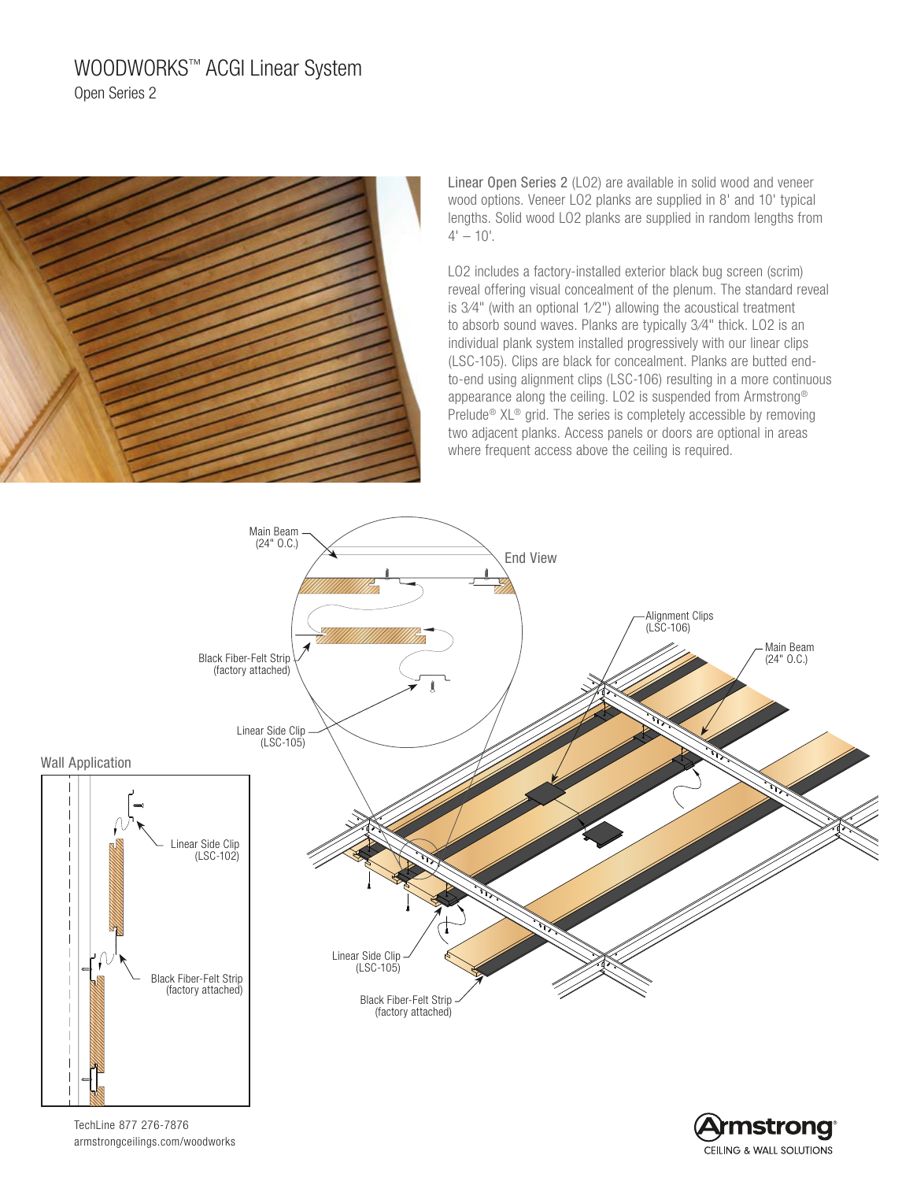# WOODWORKS™ ACGI Linear System

## Open Series 2

Linear Open Series 2 (LO2) are available in solid wood and veneer wood options. Veneer LO2 planks are supplied in 8' and 10' typical lengths. Solid wood LO2 planks are supplied in random lengths from 4' – 10'.

LO2 includes a factory-installed exterior black bug screen (scrim) reveal offering visual concealment of the plenum. The standard reveal is 3⁄4" (with an optional 1⁄2") allowing the acoustical treatment to absorb sound waves. Planks are typically 3⁄4" thick. LO2 is an individual plank system installed progressively with our linear clips (LSC-105). Clips are black for concealment. Planks are butted end-to-end using alignment clips (LSC-106) resulting in a more continuous appearance along the ceiling. LO2 is suspended from Armstrong® Prelude® XL® grid. The series is completely accessible by removing two adjacent planks. Access panels or doors are optional in areas where frequent access above the ceiling is required.

Main Beam (24" O.C.)

End View

Black Fiber-Felt Strip (factory attached)

Linear Side Clip (LSC-105)

Alignment Clips (LSC-106)

Main Beam (24" O.C.)

Wall Application

Linear Side Clip (LSC-102)

Black Fiber-Felt Strip (factory attached)

Linear Side Clip (LSC-105)

Black Fiber-Felt Strip (factory attached)

TechLine 877 276-7876
armstrongceilings.com/woodworks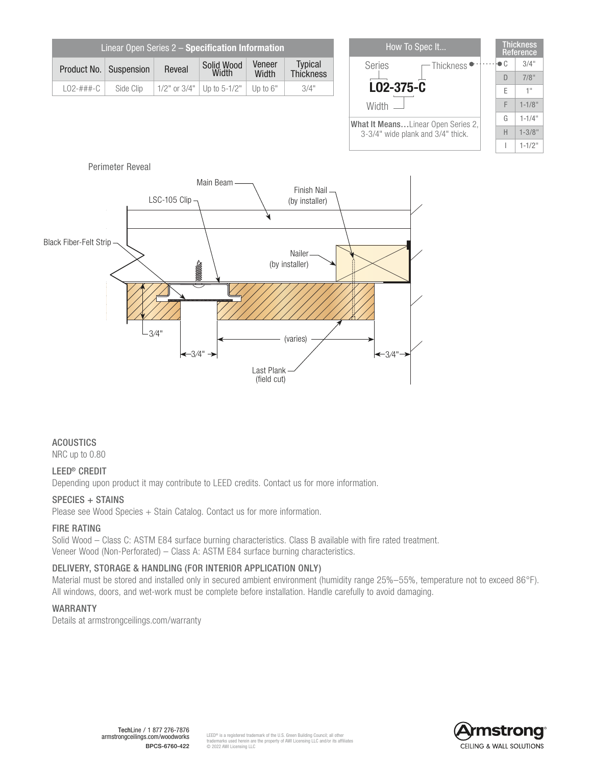## Linear Open Series 2 – **Specification Information**

| Product No. | Suspension | Reveal | Solid Wood Width | Veneer Width | Typical Thickness |
|---|---|---|---|---|---|
| L02-###-C | Side Clip | 1/2" or 3/4" | Up to 5-1/2" | Up to 6" | 3/4" |

### How To Spec It...

Series — Thickness

**L02-375-C**

Width

**What It Means…**Linear Open Series 2, 3-3/4" wide plank and 3/4" thick.

| Thickness Reference | |
|---|---|
| C | 3/4" |
| D | 7/8" |
| E | 1" |
| F | 1-1/8" |
| G | 1-1/4" |
| H | 1-3/8" |
| I | 1-1/2" |

Perimeter Reveal

Main Beam
LSC-105 Clip
Finish Nail (by installer)
Black Fiber-Felt Strip
Nailer (by installer)
3/4"
3/4"
(varies)
3/4"
Last Plank (field cut)

### ACOUSTICS

NRC up to 0.80

### LEED® CREDIT

Depending upon product it may contribute to LEED credits. Contact us for more information.

### SPECIES + STAINS

Please see Wood Species + Stain Catalog. Contact us for more information.

### FIRE RATING

Solid Wood – Class C: ASTM E84 surface burning characteristics. Class B available with fire rated treatment.
Veneer Wood (Non-Perforated) – Class A: ASTM E84 surface burning characteristics.

### DELIVERY, STORAGE & HANDLING (FOR INTERIOR APPLICATION ONLY)

Material must be stored and installed only in secured ambient environment (humidity range 25%–55%, temperature not to exceed 86°F). All windows, doors, and wet-work must be complete before installation. Handle carefully to avoid damaging.

### WARRANTY

Details at armstrongceilings.com/warranty

**TechLine** / 1 877 276-7876
armstrongceilings.com/woodworks
BPCS-6760-422

LEED® is a registered trademark of the U.S. Green Building Council; all other trademarks used herein are the property of AWI Licensing LLC and/or its affiliates
© 2022 AWI Licensing LLC

Armstrong® CEILING & WALL SOLUTIONS